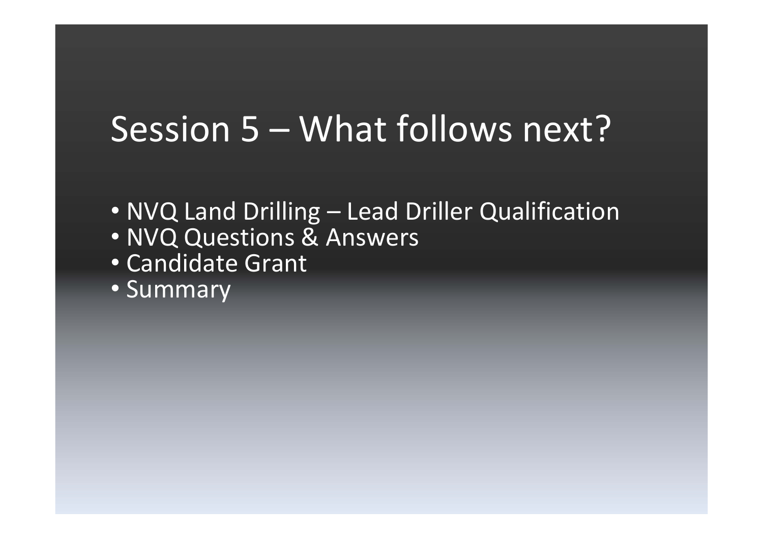# Session 5 – What follows next?

- NVQ Land Drilling – Lead Driller Qualification
- NVQ Questions & Answers
- Candidate Grant
- Summary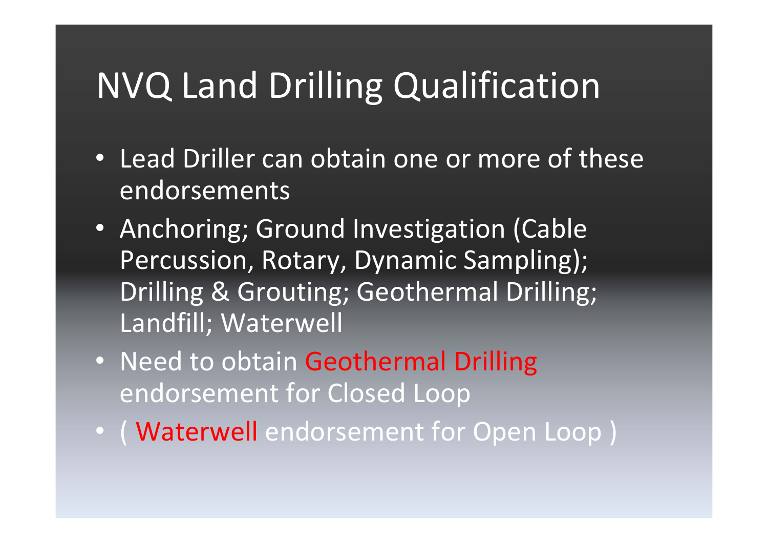# NVQ Land Drilling Qualification

- Lead Driller can obtain one or more of these endorsements
- Anchoring; Ground Investigation (Cable Percussion, Rotary, Dynamic Sampling); Drilling & Grouting; Geothermal Drilling; Landfill; Waterwell
- Need to obtain Geothermal Drilling endorsement for Closed Loop
- ( Waterwell endorsement for Open Loop )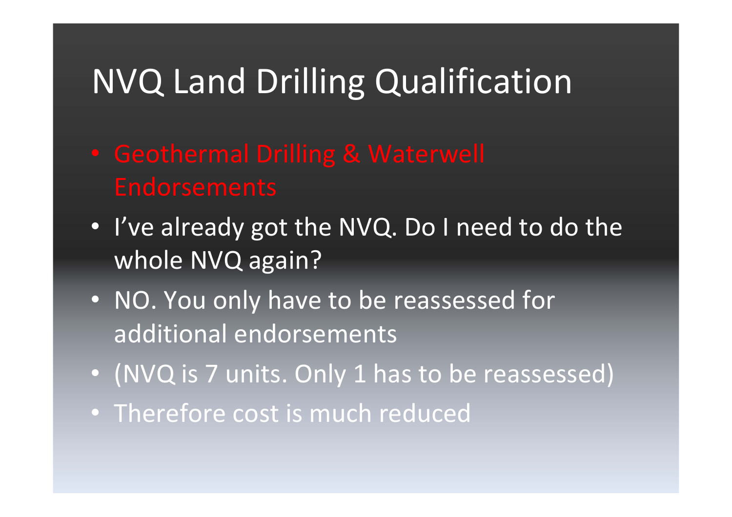# NVQ Land Drilling Qualification

- Geothermal Drilling & Waterwell Endorsements
- I've already got the NVQ. Do I need to do the whole NVQ again?
- NO. You only have to be reassessed for additional endorsements
- (NVQ is 7 units. Only 1 has to be reassessed)
- Therefore cost is much reduced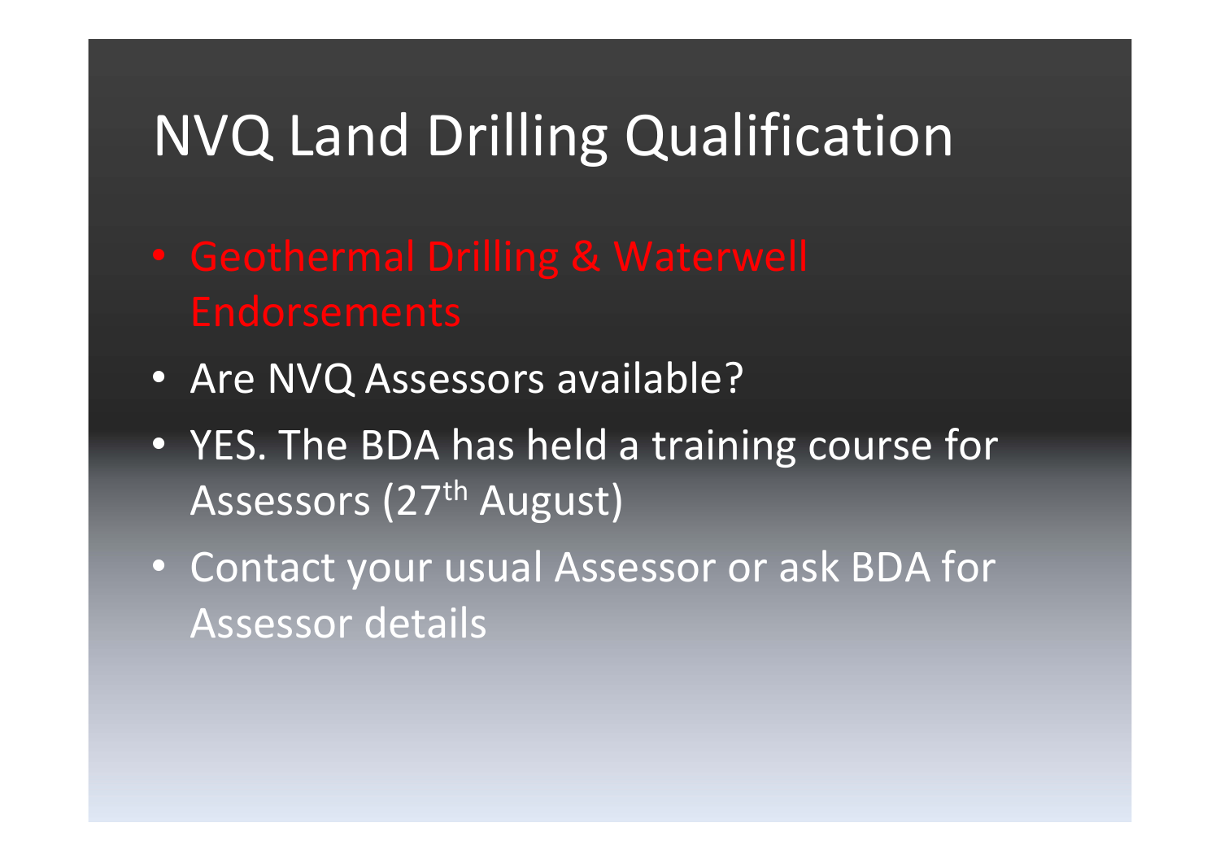# NVQ Land Drilling Qualification

- Geothermal Drilling & Waterwell Endorsements
- Are NVQ Assessors available?
- YES. The BDA has held a training course for Assessors (27th August)
- Contact your usual Assessor or ask BDA for Assessor details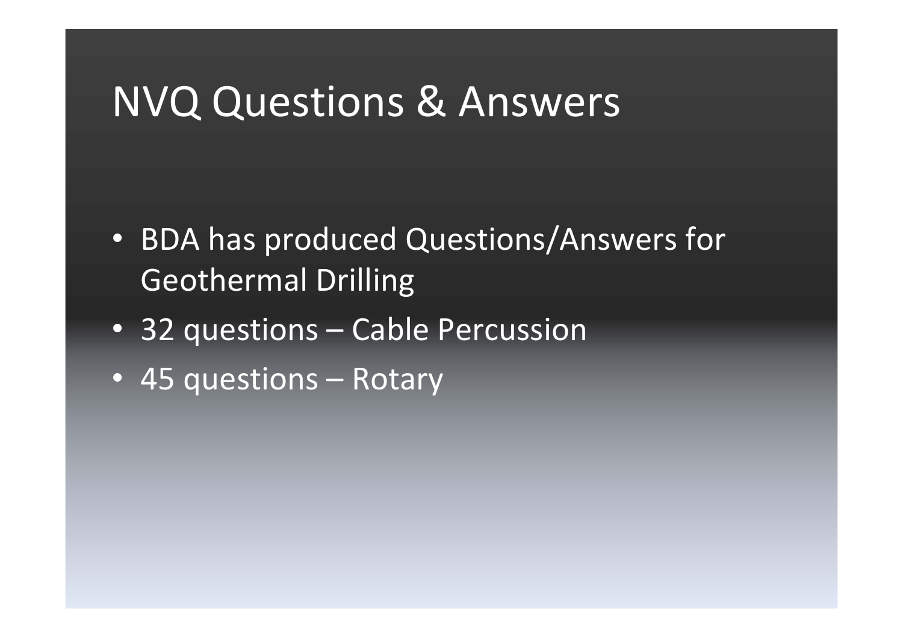# NVQ Questions & Answers

- BDA has produced Questions/Answers for Geothermal Drilling
- 32 questions – Cable Percussion
- 45 questions – Rotary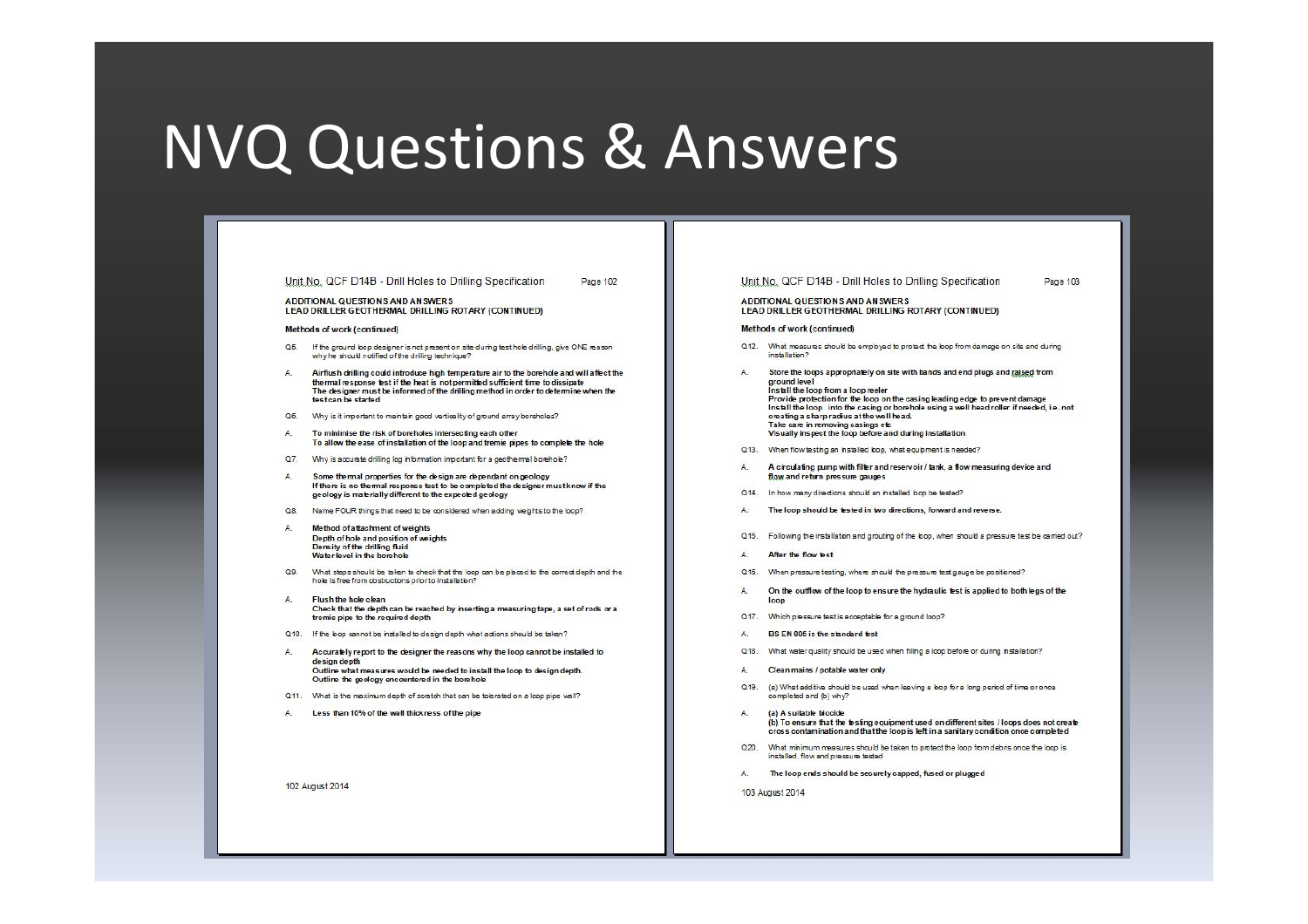# NVQ Questions & Answers

Unit No. QCF D14B - Drill Holes to Drilling Specification

**ADDITIONAL QUESTIONS AND ANSWERS**
**LEAD DRILLER GEOTHERMAL DRILLING ROTARY (CONTINUED)**

**Methods of work (continued)**

Q5. If the ground loop designer is not present on site during test hole drilling, give ONE reason why he should notified of the drilling technique?

A. **Airflush drilling could introduce high temperature air to the borehole and will affect the thermal response test if the heat is not permitted sufficient time to dissipate**
**The designer must be informed of the drilling method in order to determine when the test can be started**

Q6. Why is it important to maintain good verticality of ground array boreholes?

A. **To minimise the risk of boreholes intersecting each other**
**To allow the ease of installation of the loop and tremie pipes to complete the hole**

Q7. Why is accurate drilling log information important for a geothermal borehole?

A. **Some thermal properties for the design are dependant on geology**
**If there is no thermal response test to be completed the designer must know if the geology is materially different to the expected geology**

Q8. Name FOUR things that need to be considered when adding weights to the loop?

A. **Method of attachment of weights**
**Depth of hole and position of weights**
**Density of the drilling fluid**
**Water level in the borehole**

Q9. What steps should be taken to check that the loop can be placed to the correct depth and the hole is free from obstructions prior to installation?

A. **Flush the hole clean**
**Check that the depth can be reached by inserting a measuring tape, a set of rods or a tremie pipe to the required depth**

Q10. If the loop cannot be installed to design depth what actions should be taken?

A. **Accurately report to the designer the reasons why the loop cannot be installed to design depth**
**Outline what measures would be needed to install the loop to design depth.**
**Outline the geology encountered in the borehole**

Q11. What is the maximum depth of scratch that can be tolerated on a loop pipe wall?

A. **Less than 10% of the wall thickness of the pipe**

102 August 2014

Unit No. QCF D14B - Drill Holes to Drilling Specification

**ADDITIONAL QUESTIONS AND ANSWERS**
**LEAD DRILLER GEOTHERMAL DRILLING ROTARY (CONTINUED)**

**Methods of work (continued)**

Q12. What measures should be employed to protect the loop from damage on site and during installation?

A. **Store the loops appropriately on site with bands and end plugs and raised from ground level**
**Install the loop from a loop reeler**
**Provide protection for the loop on the casing leading edge to prevent damage**
**Install the loop into the casing or borehole using a well head roller if needed, i.e. not creating a sharp radius at the well head.**
**Take care in removing casings etc**
**Visually inspect the loop before and during installation**

Q13. When flow testing an installed loop, what equipment is needed?

A. **A circulating pump with filter and reservoir / tank, a flow measuring device and flow and return pressure gauges**

Q14. In how many directions should an installed loop be tested?

A. **The loop should be tested in two directions, forward and reverse.**

Q15. Following the installation and grouting of the loop, when should a pressure test be carried out?

A. **After the flow test**

Q16. When pressure testing, where should the pressure test gauge be positioned?

A. **On the outflow of the loop to ensure the hydraulic test is applied to both legs of the loop**

Q17. Which pressure test is acceptable for a ground loop?

A. **BS EN 805 is the standard test**

Q18. What water quality should be used when filling a loop before or during installation?

A. **Clean mains / potable water only**

Q19. (a) What additive should be used when leaving a loop for a long period of time or once completed and (b) why?

A. **(a) A suitable biocide**
**(b) To ensure that the testing equipment used on different sites / loops does not create cross contamination and that the loop is left in a sanitary condition once completed**

Q20. What minimum measures should be taken to protect the loop from debris once the loop is installed, flow and pressure tested

A. **The loop ends should be securely capped, fused or plugged**

103 August 2014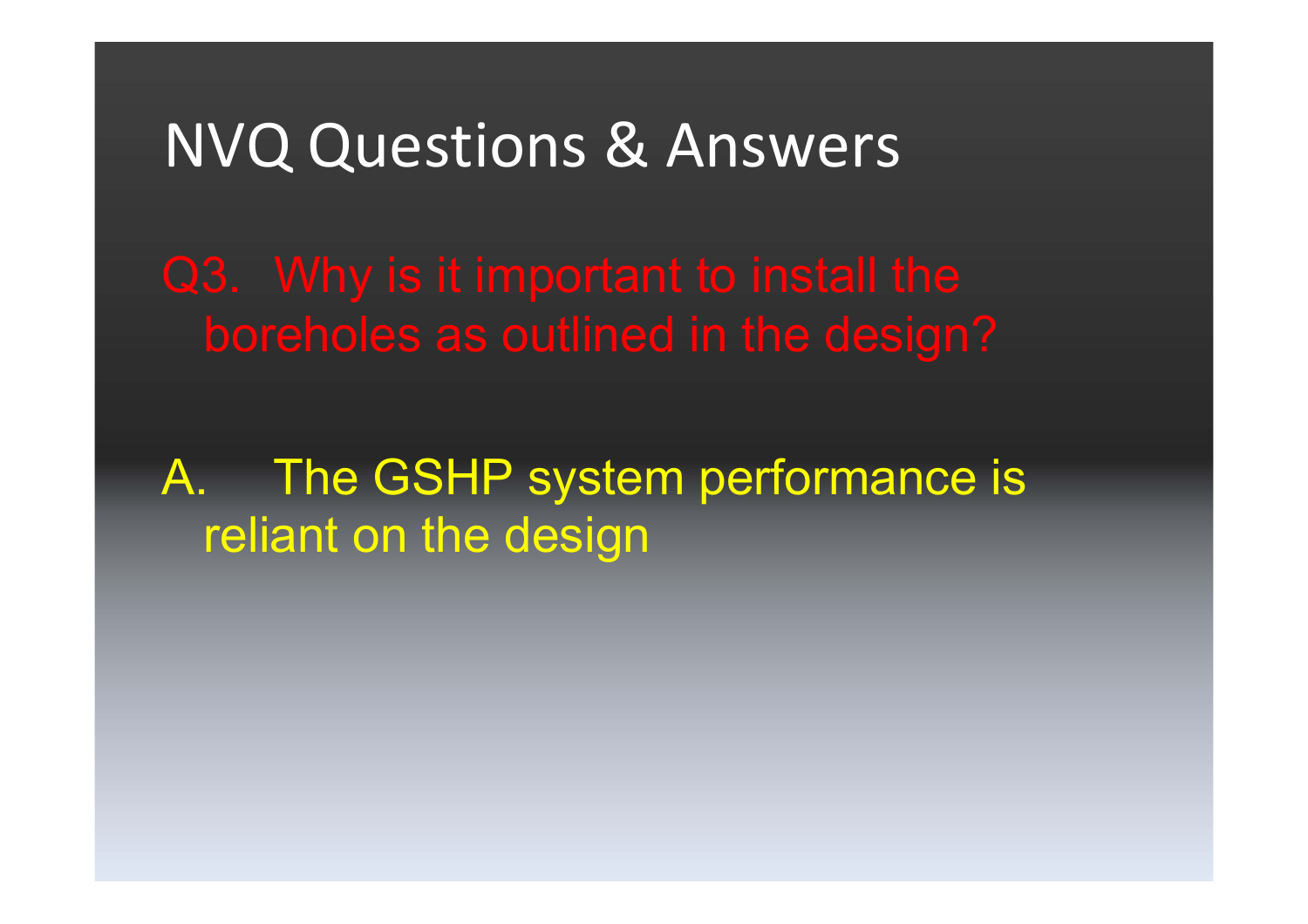# NVQ Questions & Answers

Q3. Why is it important to install the boreholes as outlined in the design?

A. The GSHP system performance is reliant on the design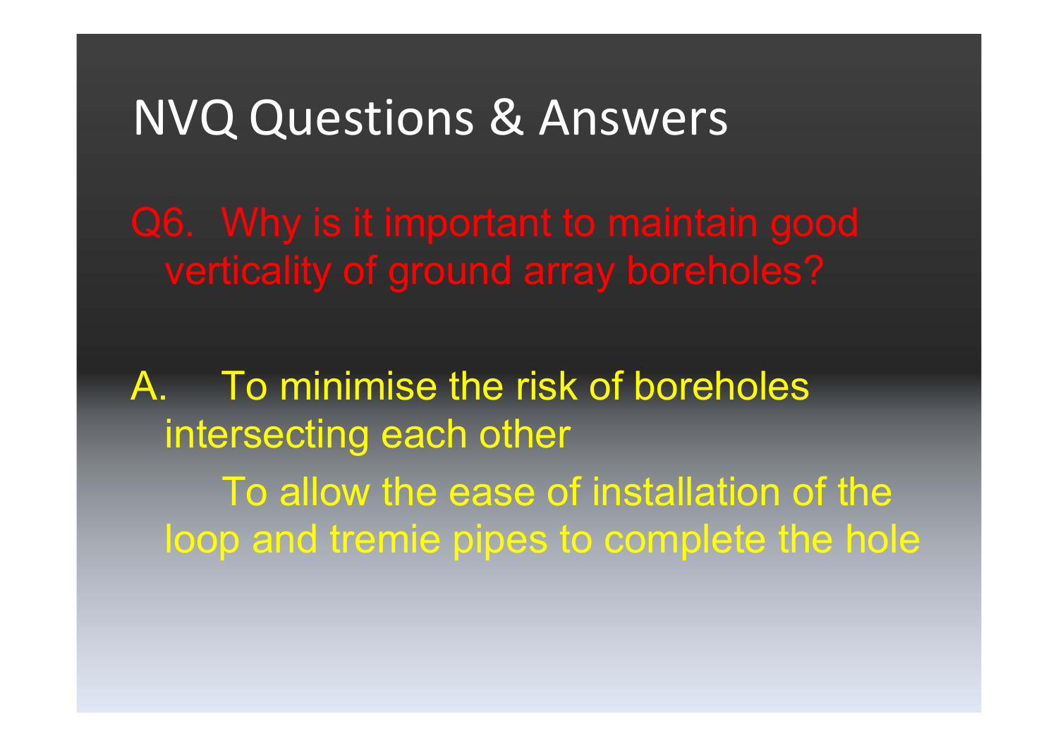# NVQ Questions & Answers

Q6. Why is it important to maintain good verticality of ground array boreholes?

A. To minimise the risk of boreholes intersecting each other

To allow the ease of installation of the loop and tremie pipes to complete the hole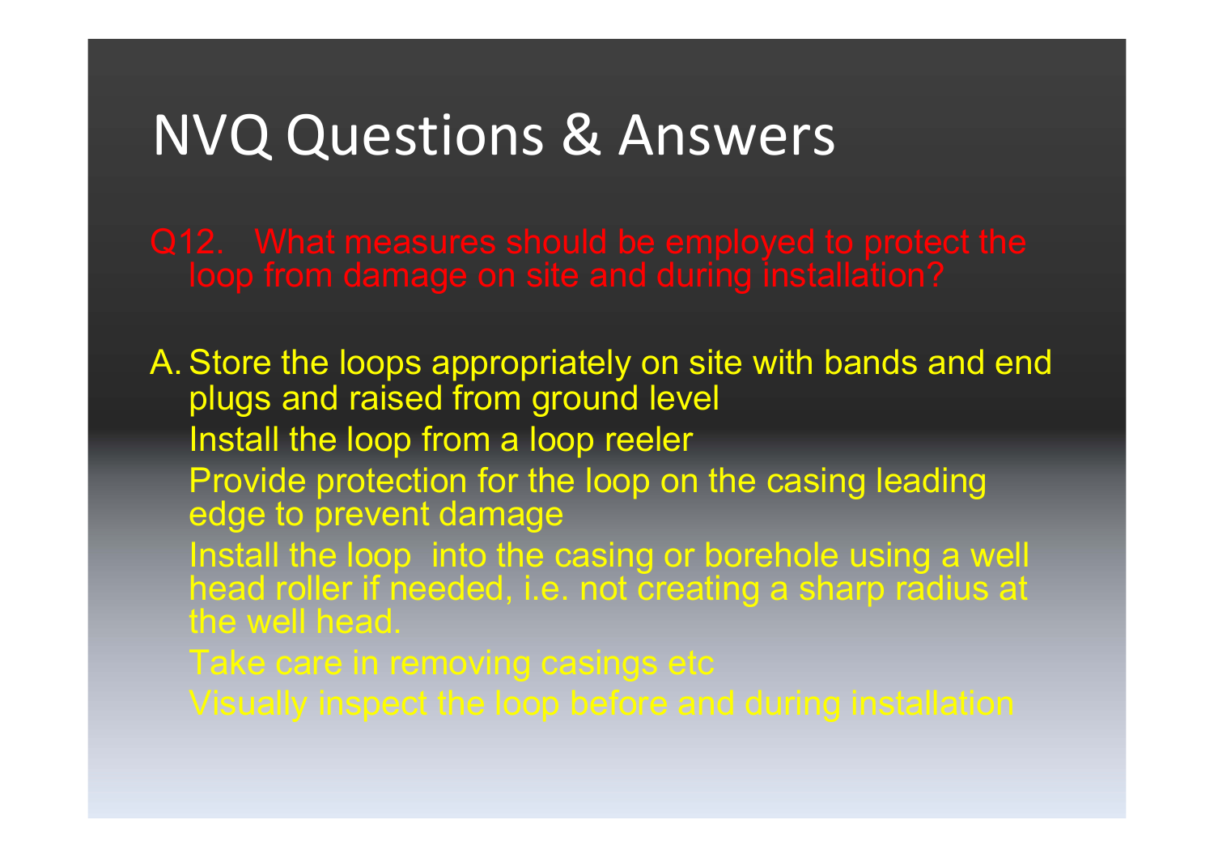# NVQ Questions & Answers

Q12. What measures should be employed to protect the loop from damage on site and during installation?

A. Store the loops appropriately on site with bands and end plugs and raised from ground level

Install the loop from a loop reeler

Provide protection for the loop on the casing leading edge to prevent damage

Install the loop into the casing or borehole using a well head roller if needed, i.e. not creating a sharp radius at the well head.

Take care in removing casings etc

Visually inspect the loop before and during installation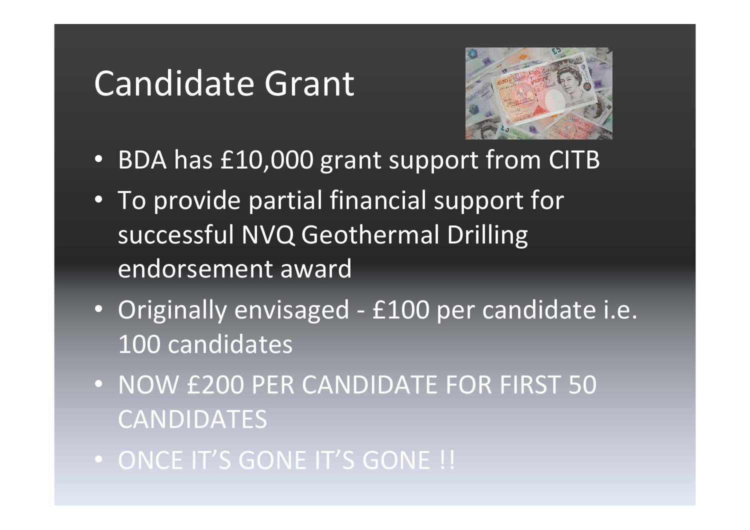# Candidate Grant

- BDA has £10,000 grant support from CITB
- To provide partial financial support for successful NVQ Geothermal Drilling endorsement award
- Originally envisaged - £100 per candidate i.e. 100 candidates
- NOW £200 PER CANDIDATE FOR FIRST 50 CANDIDATES
- ONCE IT'S GONE IT'S GONE !!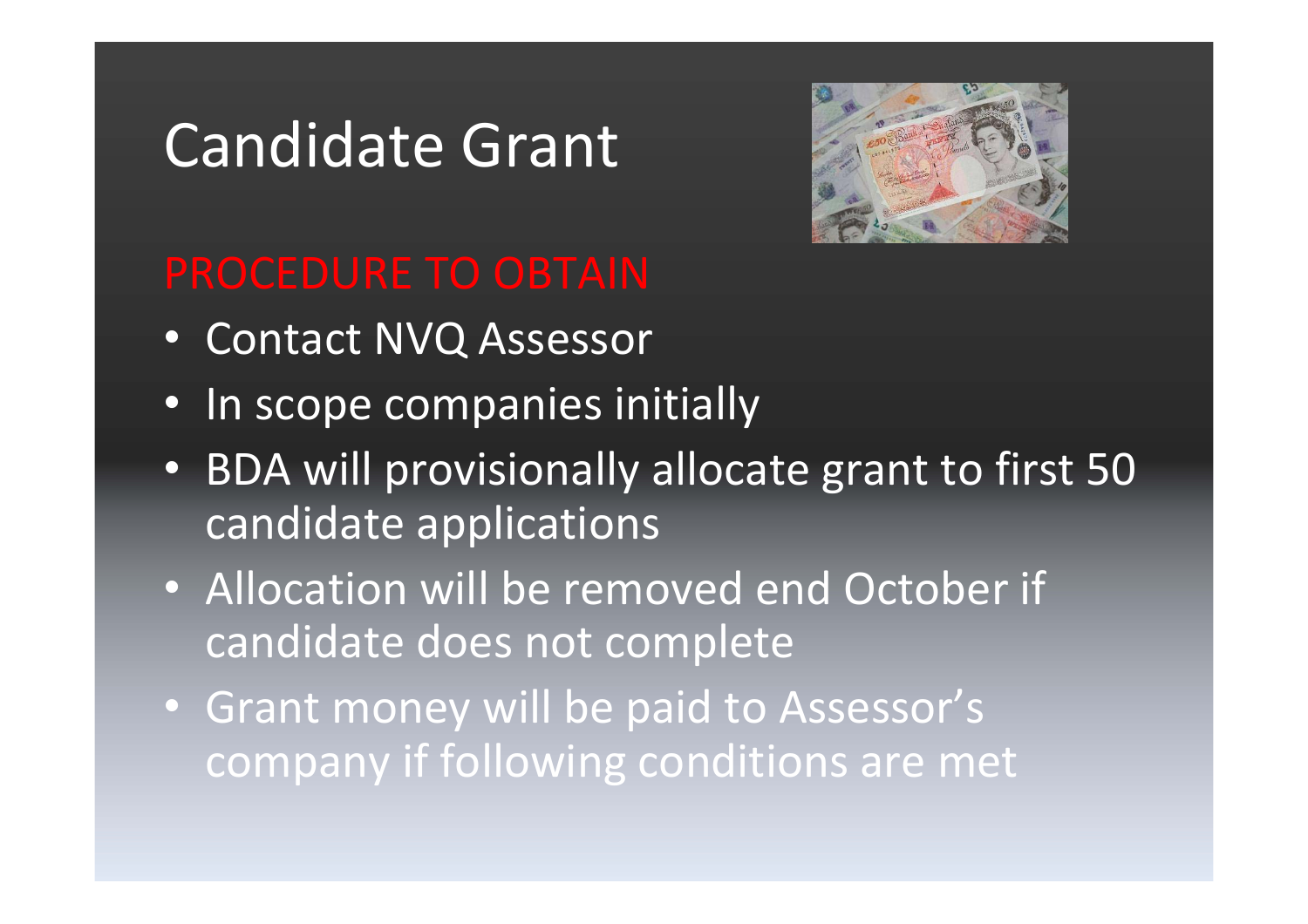# Candidate Grant

## PROCEDURE TO OBTAIN

- Contact NVQ Assessor
- In scope companies initially
- BDA will provisionally allocate grant to first 50 candidate applications
- Allocation will be removed end October if candidate does not complete
- Grant money will be paid to Assessor's company if following conditions are met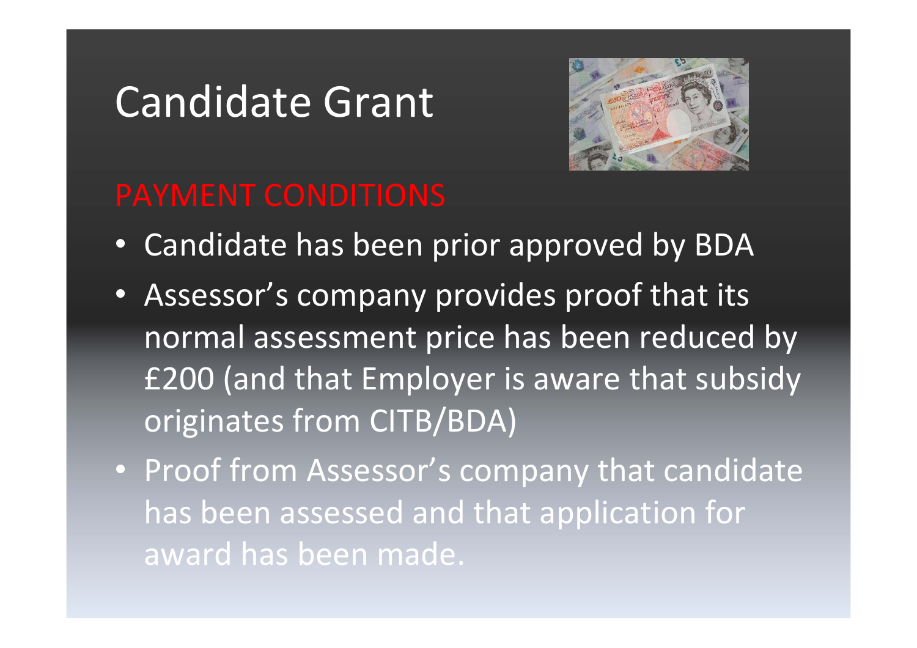# Candidate Grant

## PAYMENT CONDITIONS

- Candidate has been prior approved by BDA
- Assessor's company provides proof that its normal assessment price has been reduced by £200 (and that Employer is aware that subsidy originates from CITB/BDA)
- Proof from Assessor's company that candidate has been assessed and that application for award has been made.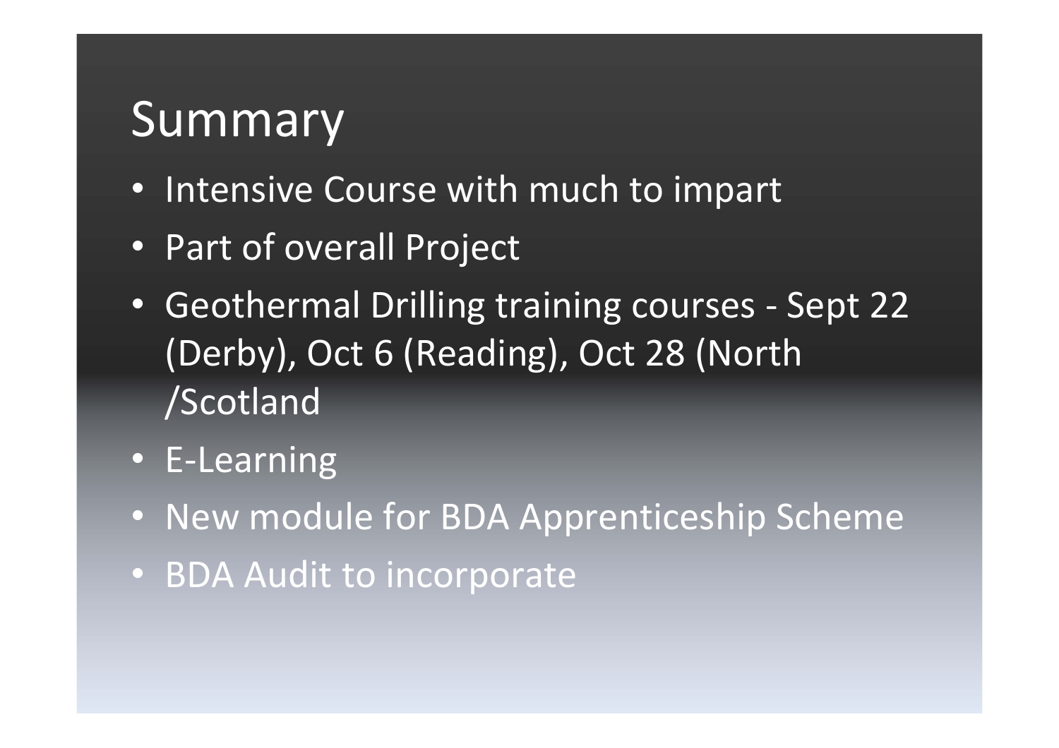# Summary

- Intensive Course with much to impart
- Part of overall Project
- Geothermal Drilling training courses - Sept 22 (Derby), Oct 6 (Reading), Oct 28 (North /Scotland
- E-Learning
- New module for BDA Apprenticeship Scheme
- BDA Audit to incorporate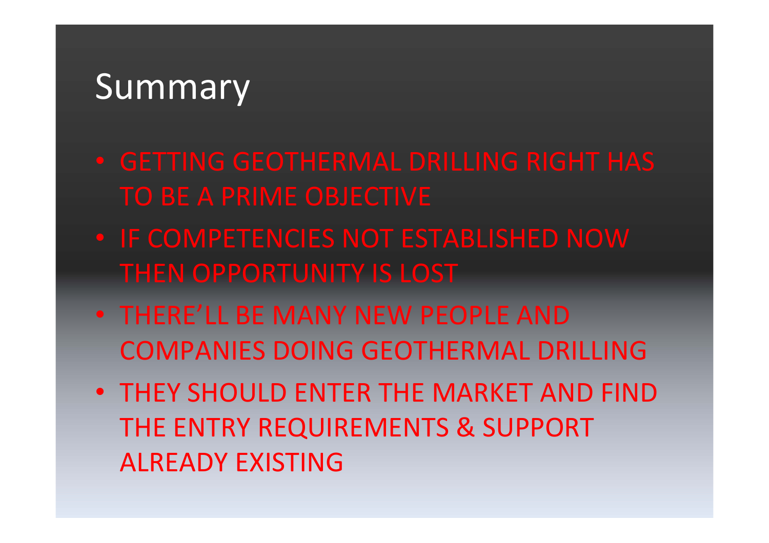# Summary

- GETTING GEOTHERMAL DRILLING RIGHT HAS TO BE A PRIME OBJECTIVE
- IF COMPETENCIES NOT ESTABLISHED NOW THEN OPPORTUNITY IS LOST
- THERE'LL BE MANY NEW PEOPLE AND COMPANIES DOING GEOTHERMAL DRILLING
- THEY SHOULD ENTER THE MARKET AND FIND THE ENTRY REQUIREMENTS & SUPPORT ALREADY EXISTING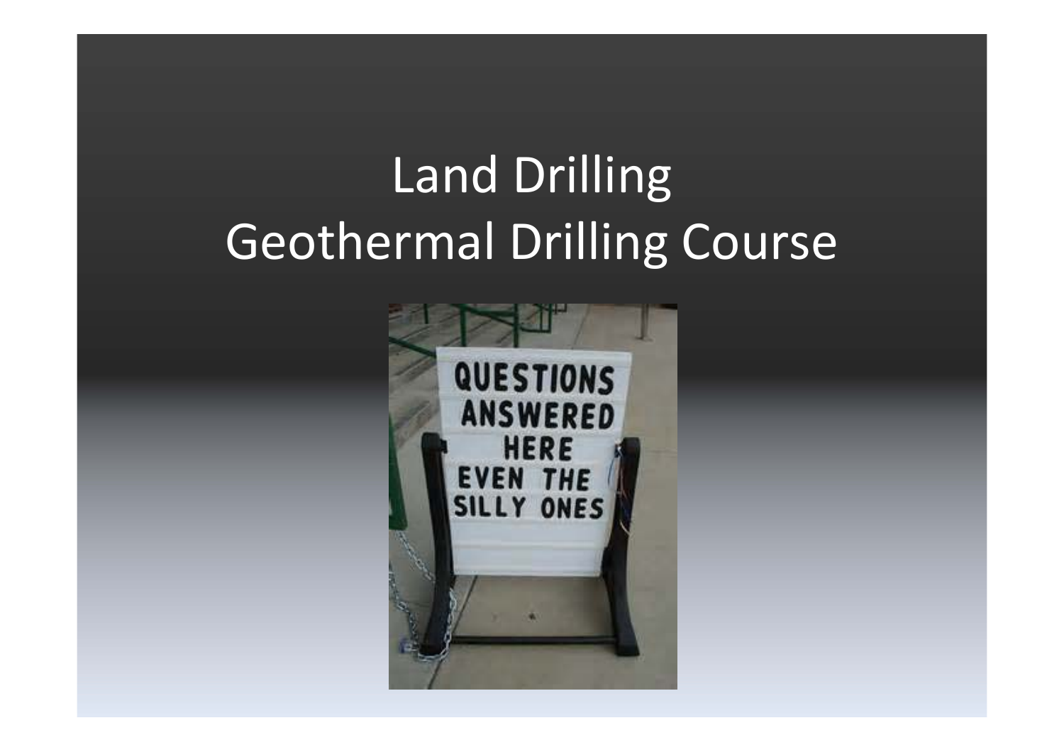# Land Drilling
# Geothermal Drilling Course